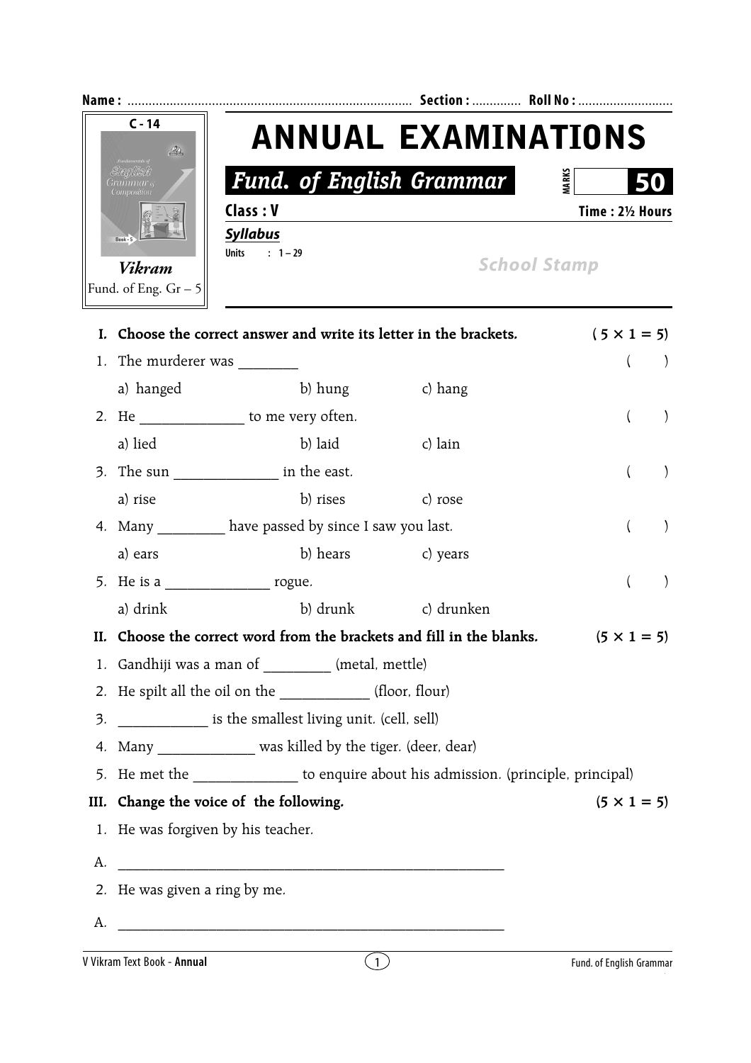Name : ........................................................................................ Section : .............. Roll No : ...........................

C - 14

*Vikram*

Fund. of Eng. Gr – 5

# ANNUAL EXAMINATIONS

## *Fund. of English Grammar*

MARKS **50**

**Class : V** **Time : 2½ Hours**

***Syllabus***

Units : 1 – 29

School Stamp

**I. Choose the correct answer and write its letter in the brackets.** **( 5 × 1 = 5)**

1. The murderer was ________ ( )

   a) hanged b) hung c) hang

2. He ______________ to me very often. ( )

   a) lied b) laid c) lain

3. The sun ______________ in the east. ( )

   a) rise b) rises c) rose

4. Many _________ have passed by since I saw you last. ( )

   a) ears b) hears c) years

5. He is a ______________ rogue. ( )

   a) drink b) drunk c) drunken

**II. Choose the correct word from the brackets and fill in the blanks.** **(5 × 1 = 5)**

1. Gandhiji was a man of _________ (metal, mettle)
2. He spilt all the oil on the ____________ (floor, flour)
3. ____________ is the smallest living unit. (cell, sell)
4. Many _____________ was killed by the tiger. (deer, dear)
5. He met the ______________ to enquire about his admission. (principle, principal)

**III. Change the voice of the following.** **(5 × 1 = 5)**

1. He was forgiven by his teacher.

A. ________________________________________________________

2. He was given a ring by me.

A. ________________________________________________________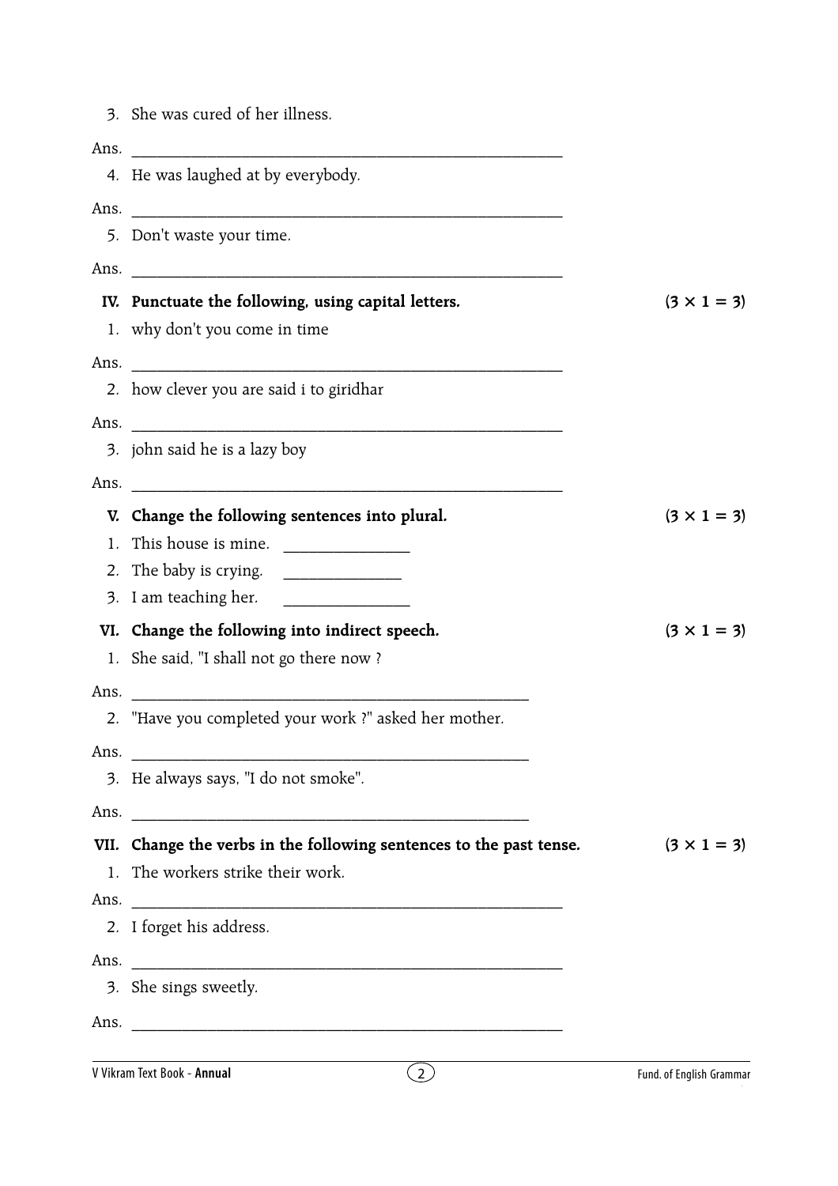3. She was cured of her illness.

Ans. ________________________________________________

4. He was laughed at by everybody.

Ans. ________________________________________________

5. Don't waste your time.

Ans. ________________________________________________

**IV. Punctuate the following, using capital letters.** **(3 × 1 = 3)**

1. why don't you come in time

Ans. ________________________________________________

2. how clever you are said i to giridhar

Ans. ________________________________________________

3. john said he is a lazy boy

Ans. ________________________________________________

**V. Change the following sentences into plural.** **(3 × 1 = 3)**

1. This house is mine. ______________
2. The baby is crying. ______________
3. I am teaching her. ______________

**VI. Change the following into indirect speech.** **(3 × 1 = 3)**

1. She said, "I shall not go there now ?

Ans. ____________________________________________

2. "Have you completed your work ?" asked her mother.

Ans. ____________________________________________

3. He always says, "I do not smoke".

Ans. ____________________________________________

**VII. Change the verbs in the following sentences to the past tense.** **(3 × 1 = 3)**

1. The workers strike their work.

Ans. ________________________________________________

2. I forget his address.

Ans. ________________________________________________

3. She sings sweetly.

Ans. ________________________________________________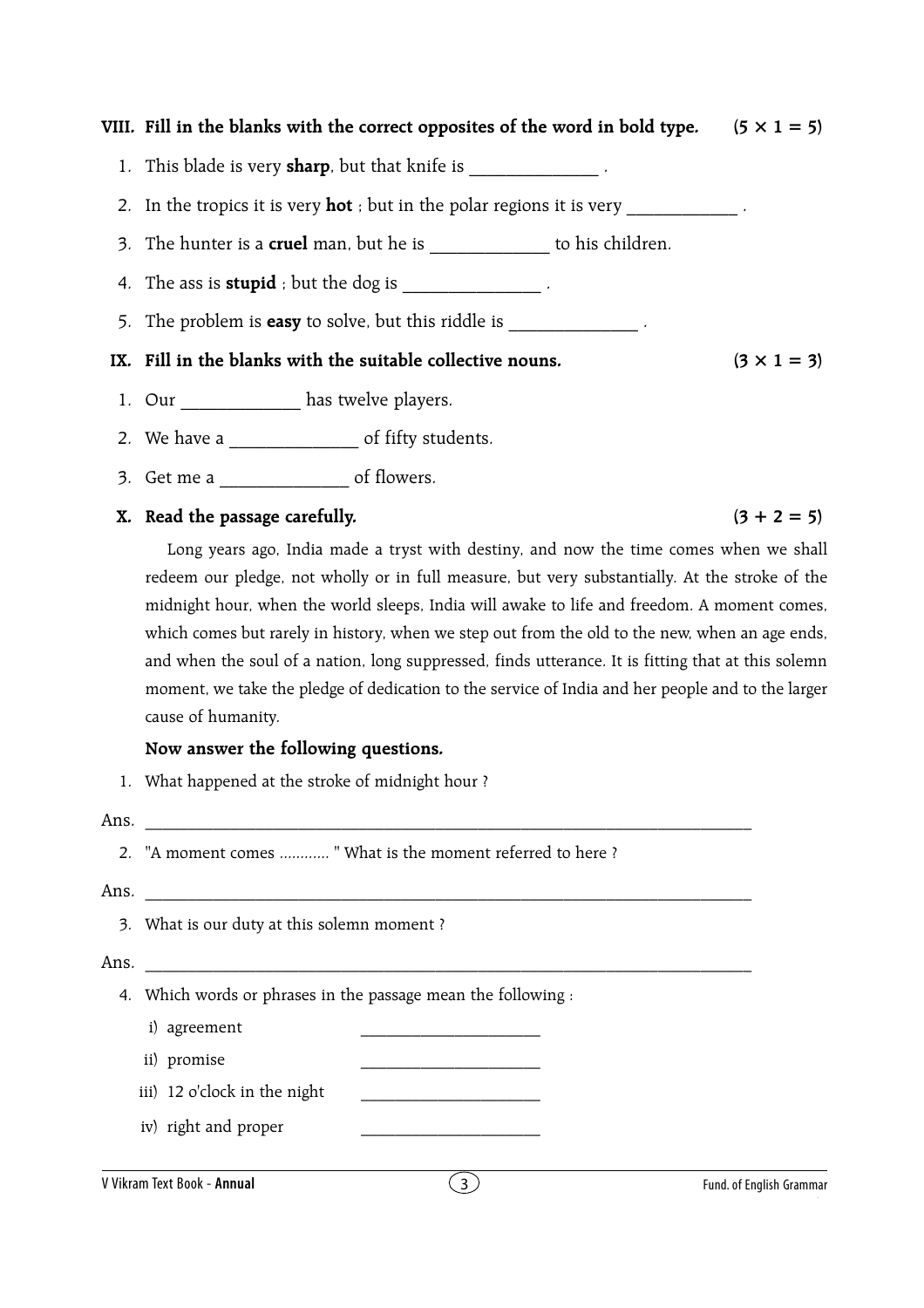**VIII. Fill in the blanks with the correct opposites of the word in bold type. (5 × 1 = 5)**

1. This blade is very **sharp**, but that knife is ______________ .
2. In the tropics it is very **hot** ; but in the polar regions it is very ____________ .
3. The hunter is a **cruel** man, but he is _____________ to his children.
4. The ass is **stupid** ; but the dog is _______________ .
5. The problem is **easy** to solve, but this riddle is ______________ .

**IX. Fill in the blanks with the suitable collective nouns. (3 × 1 = 3)**

1. Our _____________ has twelve players.
2. We have a ______________ of fifty students.
3. Get me a ______________ of flowers.

**X. Read the passage carefully. (3 + 2 = 5)**

Long years ago, India made a tryst with destiny, and now the time comes when we shall redeem our pledge, not wholly or in full measure, but very substantially. At the stroke of the midnight hour, when the world sleeps, India will awake to life and freedom. A moment comes, which comes but rarely in history, when we step out from the old to the new, when an age ends, and when the soul of a nation, long suppressed, finds utterance. It is fitting that at this solemn moment, we take the pledge of dedication to the service of India and her people and to the larger cause of humanity.

**Now answer the following questions.**

1. What happened at the stroke of midnight hour ?

Ans. ___________________________________________________________________________

2. "A moment comes ........... " What is the moment referred to here ?

Ans. ___________________________________________________________________________

3. What is our duty at this solemn moment ?

Ans. ___________________________________________________________________________

4. Which words or phrases in the passage mean the following :

   i) agreement ______________________

   ii) promise ______________________

   iii) 12 o'clock in the night ______________________

   iv) right and proper ______________________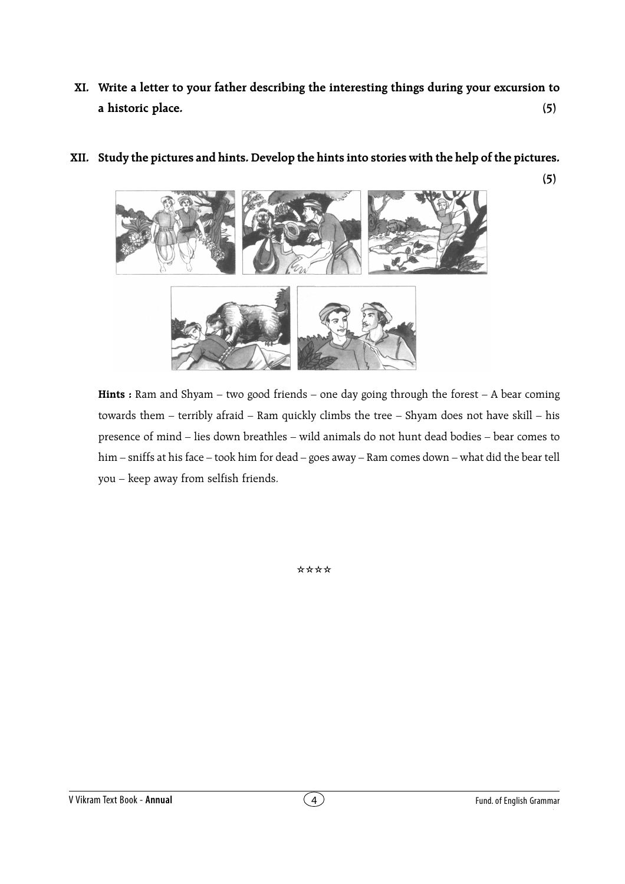**XI. Write a letter to your father describing the interesting things during your excursion to a historic place. (5)**

**XII. Study the pictures and hints. Develop the hints into stories with the help of the pictures. (5)**

**Hints :** Ram and Shyam – two good friends – one day going through the forest – A bear coming towards them – terribly afraid – Ram quickly climbs the tree – Shyam does not have skill – his presence of mind – lies down breathles – wild animals do not hunt dead bodies – bear comes to him – sniffs at his face – took him for dead – goes away – Ram comes down – what did the bear tell you – keep away from selfish friends.

☆☆☆☆